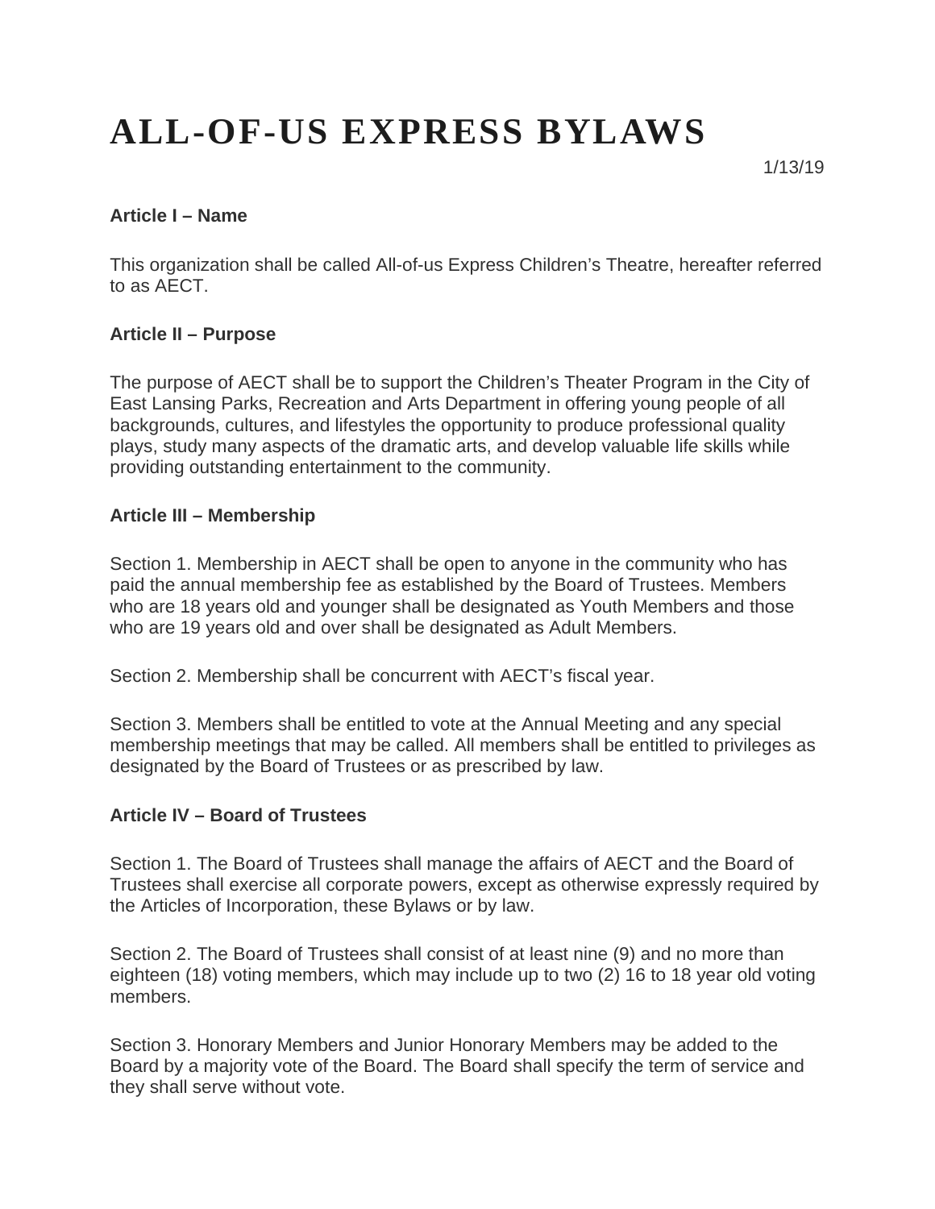# ALL-OF-US EXPRESS BYLAWS

1/13/19

**Article I – Name**

This organization shall be called All-of-us Express Children's Theatre, hereafter referred to as AECT.

**Article II – Purpose**

The purpose of AECT shall be to support the Children's Theater Program in the City of East Lansing Parks, Recreation and Arts Department in offering young people of all backgrounds, cultures, and lifestyles the opportunity to produce professional quality plays, study many aspects of the dramatic arts, and develop valuable life skills while providing outstanding entertainment to the community.

**Article III – Membership**

Section 1. Membership in AECT shall be open to anyone in the community who has paid the annual membership fee as established by the Board of Trustees. Members who are 18 years old and younger shall be designated as Youth Members and those who are 19 years old and over shall be designated as Adult Members.

Section 2. Membership shall be concurrent with AECT's fiscal year.

Section 3. Members shall be entitled to vote at the Annual Meeting and any special membership meetings that may be called. All members shall be entitled to privileges as designated by the Board of Trustees or as prescribed by law.

**Article IV – Board of Trustees**

Section 1. The Board of Trustees shall manage the affairs of AECT and the Board of Trustees shall exercise all corporate powers, except as otherwise expressly required by the Articles of Incorporation, these Bylaws or by law.

Section 2. The Board of Trustees shall consist of at least nine (9) and no more than eighteen (18) voting members, which may include up to two (2) 16 to 18 year old voting members.

Section 3. Honorary Members and Junior Honorary Members may be added to the Board by a majority vote of the Board. The Board shall specify the term of service and they shall serve without vote.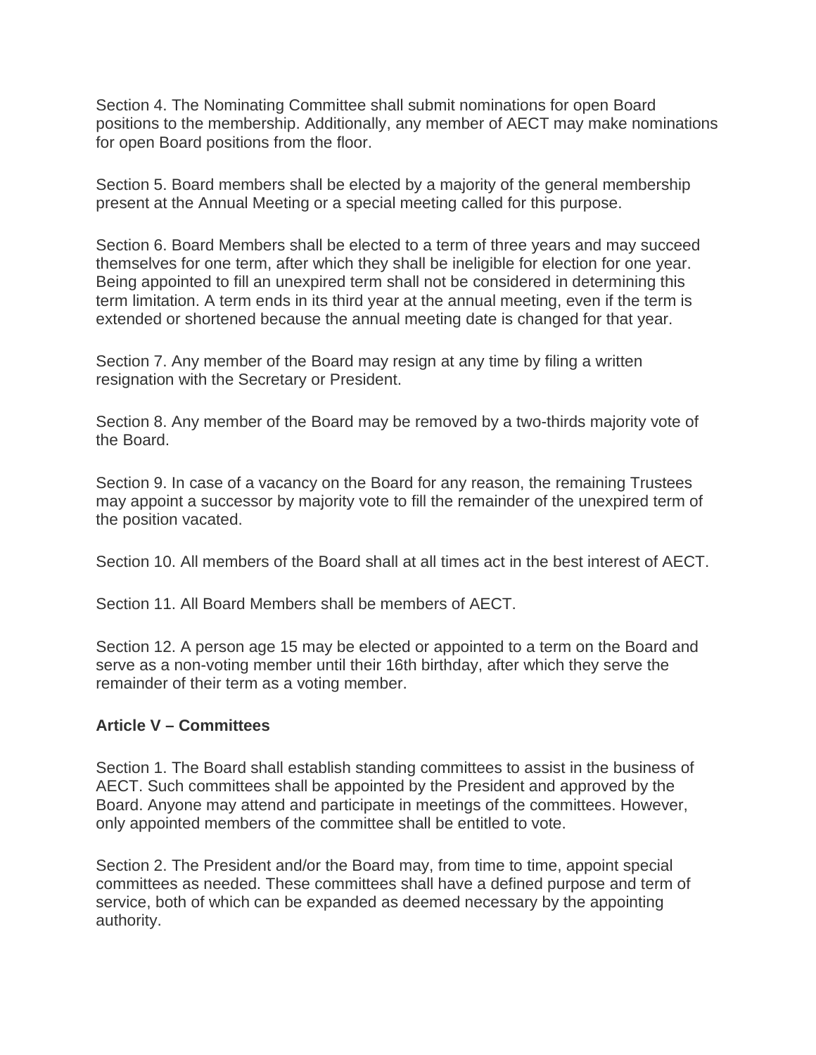Section 4. The Nominating Committee shall submit nominations for open Board positions to the membership. Additionally, any member of AECT may make nominations for open Board positions from the floor.

Section 5. Board members shall be elected by a majority of the general membership present at the Annual Meeting or a special meeting called for this purpose.

Section 6. Board Members shall be elected to a term of three years and may succeed themselves for one term, after which they shall be ineligible for election for one year. Being appointed to fill an unexpired term shall not be considered in determining this term limitation. A term ends in its third year at the annual meeting, even if the term is extended or shortened because the annual meeting date is changed for that year.

Section 7. Any member of the Board may resign at any time by filing a written resignation with the Secretary or President.

Section 8. Any member of the Board may be removed by a two-thirds majority vote of the Board.

Section 9. In case of a vacancy on the Board for any reason, the remaining Trustees may appoint a successor by majority vote to fill the remainder of the unexpired term of the position vacated.

Section 10. All members of the Board shall at all times act in the best interest of AECT.

Section 11. All Board Members shall be members of AECT.

Section 12. A person age 15 may be elected or appointed to a term on the Board and serve as a non-voting member until their 16th birthday, after which they serve the remainder of their term as a voting member.

**Article V – Committees**

Section 1. The Board shall establish standing committees to assist in the business of AECT. Such committees shall be appointed by the President and approved by the Board. Anyone may attend and participate in meetings of the committees. However, only appointed members of the committee shall be entitled to vote.

Section 2. The President and/or the Board may, from time to time, appoint special committees as needed. These committees shall have a defined purpose and term of service, both of which can be expanded as deemed necessary by the appointing authority.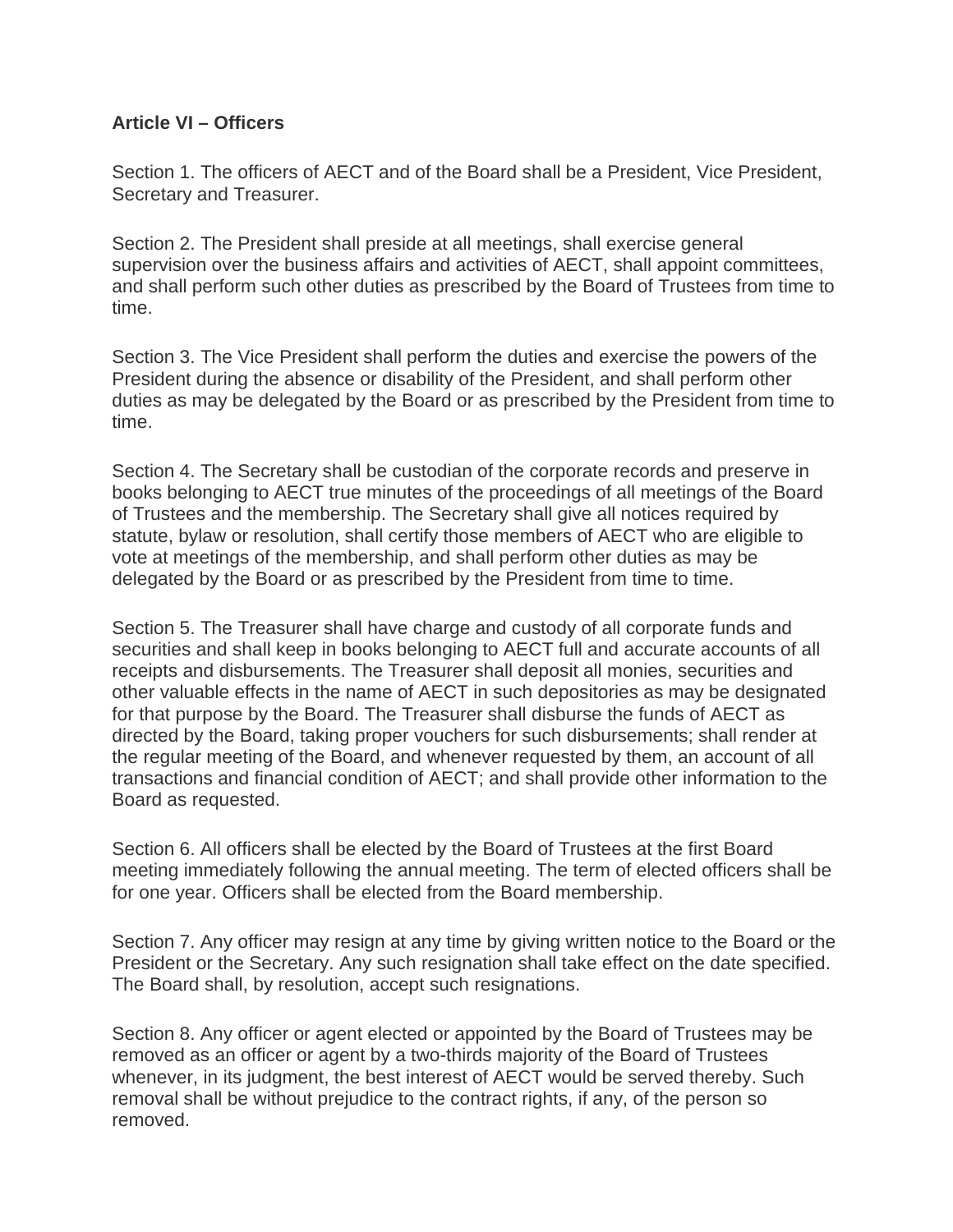**Article VI – Officers**

Section 1. The officers of AECT and of the Board shall be a President, Vice President, Secretary and Treasurer.

Section 2. The President shall preside at all meetings, shall exercise general supervision over the business affairs and activities of AECT, shall appoint committees, and shall perform such other duties as prescribed by the Board of Trustees from time to time.

Section 3. The Vice President shall perform the duties and exercise the powers of the President during the absence or disability of the President, and shall perform other duties as may be delegated by the Board or as prescribed by the President from time to time.

Section 4. The Secretary shall be custodian of the corporate records and preserve in books belonging to AECT true minutes of the proceedings of all meetings of the Board of Trustees and the membership. The Secretary shall give all notices required by statute, bylaw or resolution, shall certify those members of AECT who are eligible to vote at meetings of the membership, and shall perform other duties as may be delegated by the Board or as prescribed by the President from time to time.

Section 5. The Treasurer shall have charge and custody of all corporate funds and securities and shall keep in books belonging to AECT full and accurate accounts of all receipts and disbursements. The Treasurer shall deposit all monies, securities and other valuable effects in the name of AECT in such depositories as may be designated for that purpose by the Board. The Treasurer shall disburse the funds of AECT as directed by the Board, taking proper vouchers for such disbursements; shall render at the regular meeting of the Board, and whenever requested by them, an account of all transactions and financial condition of AECT; and shall provide other information to the Board as requested.

Section 6. All officers shall be elected by the Board of Trustees at the first Board meeting immediately following the annual meeting. The term of elected officers shall be for one year. Officers shall be elected from the Board membership.

Section 7. Any officer may resign at any time by giving written notice to the Board or the President or the Secretary. Any such resignation shall take effect on the date specified. The Board shall, by resolution, accept such resignations.

Section 8. Any officer or agent elected or appointed by the Board of Trustees may be removed as an officer or agent by a two-thirds majority of the Board of Trustees whenever, in its judgment, the best interest of AECT would be served thereby. Such removal shall be without prejudice to the contract rights, if any, of the person so removed.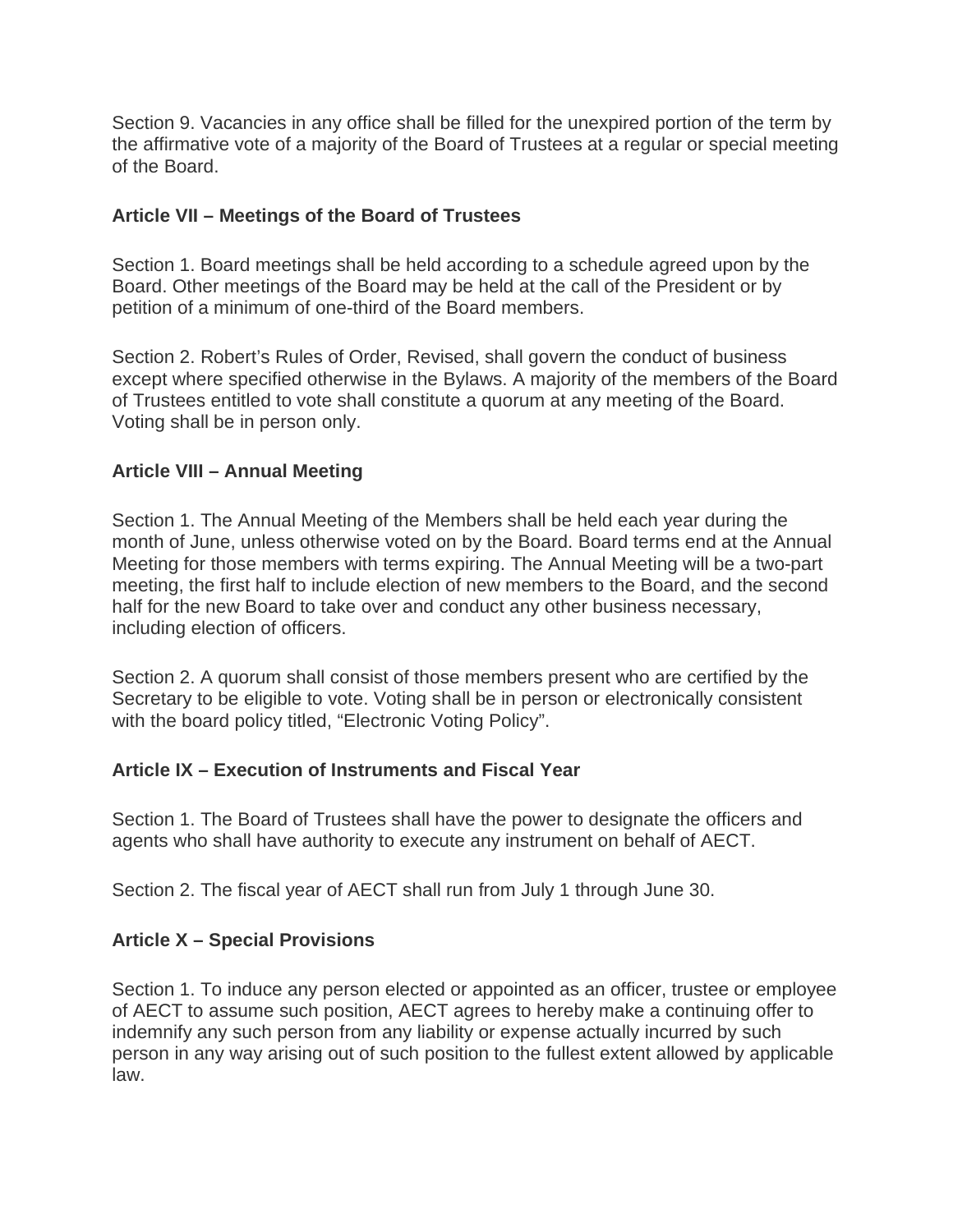Section 9. Vacancies in any office shall be filled for the unexpired portion of the term by the affirmative vote of a majority of the Board of Trustees at a regular or special meeting of the Board.

**Article VII – Meetings of the Board of Trustees**

Section 1. Board meetings shall be held according to a schedule agreed upon by the Board. Other meetings of the Board may be held at the call of the President or by petition of a minimum of one-third of the Board members.

Section 2. Robert's Rules of Order, Revised, shall govern the conduct of business except where specified otherwise in the Bylaws. A majority of the members of the Board of Trustees entitled to vote shall constitute a quorum at any meeting of the Board. Voting shall be in person only.

**Article VIII – Annual Meeting**

Section 1. The Annual Meeting of the Members shall be held each year during the month of June, unless otherwise voted on by the Board. Board terms end at the Annual Meeting for those members with terms expiring. The Annual Meeting will be a two-part meeting, the first half to include election of new members to the Board, and the second half for the new Board to take over and conduct any other business necessary, including election of officers.

Section 2. A quorum shall consist of those members present who are certified by the Secretary to be eligible to vote. Voting shall be in person or electronically consistent with the board policy titled, "Electronic Voting Policy".

**Article IX – Execution of Instruments and Fiscal Year**

Section 1. The Board of Trustees shall have the power to designate the officers and agents who shall have authority to execute any instrument on behalf of AECT.

Section 2. The fiscal year of AECT shall run from July 1 through June 30.

**Article X – Special Provisions**

Section 1. To induce any person elected or appointed as an officer, trustee or employee of AECT to assume such position, AECT agrees to hereby make a continuing offer to indemnify any such person from any liability or expense actually incurred by such person in any way arising out of such position to the fullest extent allowed by applicable law.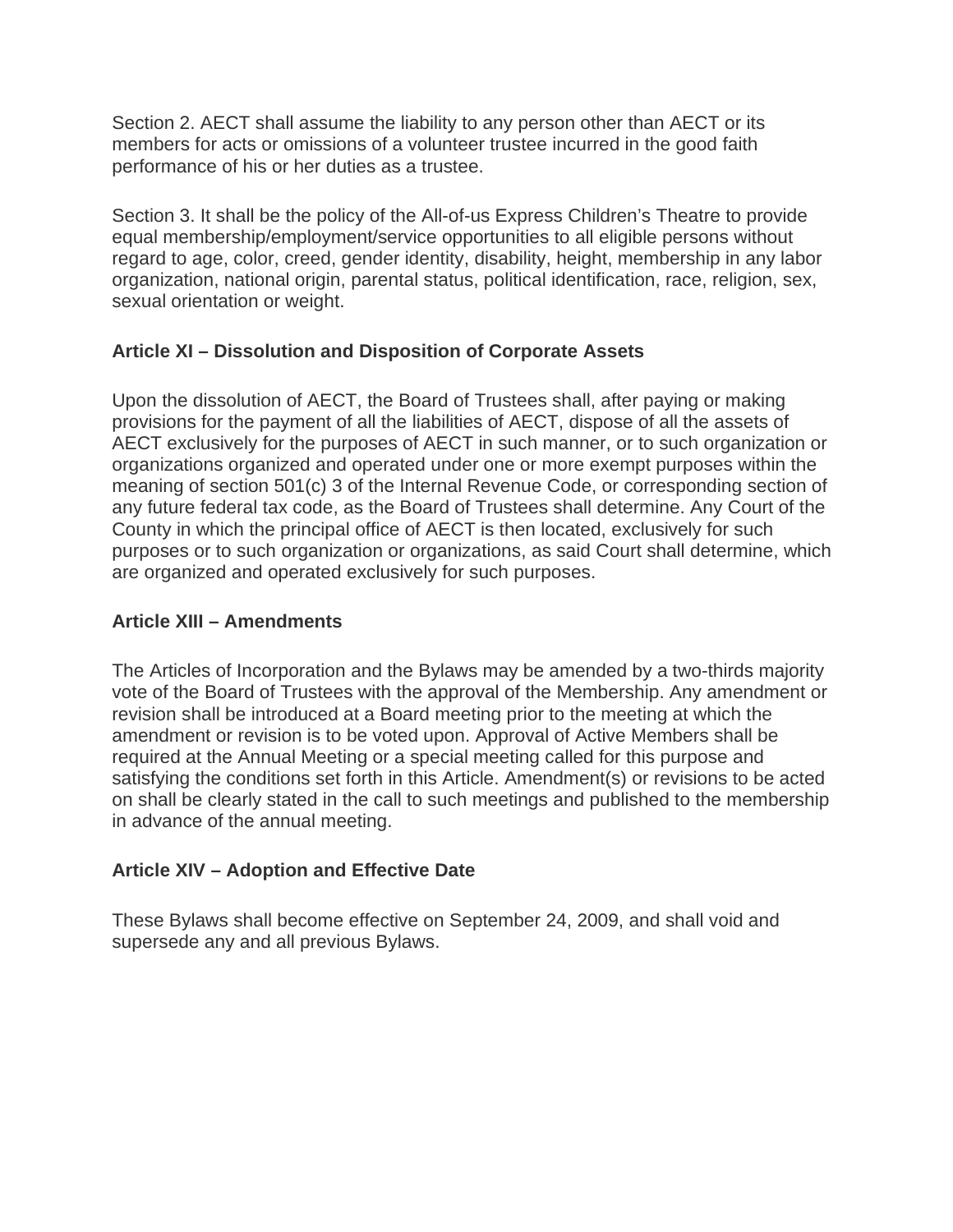Section 2. AECT shall assume the liability to any person other than AECT or its members for acts or omissions of a volunteer trustee incurred in the good faith performance of his or her duties as a trustee.

Section 3. It shall be the policy of the All-of-us Express Children's Theatre to provide equal membership/employment/service opportunities to all eligible persons without regard to age, color, creed, gender identity, disability, height, membership in any labor organization, national origin, parental status, political identification, race, religion, sex, sexual orientation or weight.

## Article XI – Dissolution and Disposition of Corporate Assets

Upon the dissolution of AECT, the Board of Trustees shall, after paying or making provisions for the payment of all the liabilities of AECT, dispose of all the assets of AECT exclusively for the purposes of AECT in such manner, or to such organization or organizations organized and operated under one or more exempt purposes within the meaning of section 501(c) 3 of the Internal Revenue Code, or corresponding section of any future federal tax code, as the Board of Trustees shall determine. Any Court of the County in which the principal office of AECT is then located, exclusively for such purposes or to such organization or organizations, as said Court shall determine, which are organized and operated exclusively for such purposes.

## Article XIII – Amendments

The Articles of Incorporation and the Bylaws may be amended by a two-thirds majority vote of the Board of Trustees with the approval of the Membership. Any amendment or revision shall be introduced at a Board meeting prior to the meeting at which the amendment or revision is to be voted upon. Approval of Active Members shall be required at the Annual Meeting or a special meeting called for this purpose and satisfying the conditions set forth in this Article. Amendment(s) or revisions to be acted on shall be clearly stated in the call to such meetings and published to the membership in advance of the annual meeting.

## Article XIV – Adoption and Effective Date

These Bylaws shall become effective on September 24, 2009, and shall void and supersede any and all previous Bylaws.